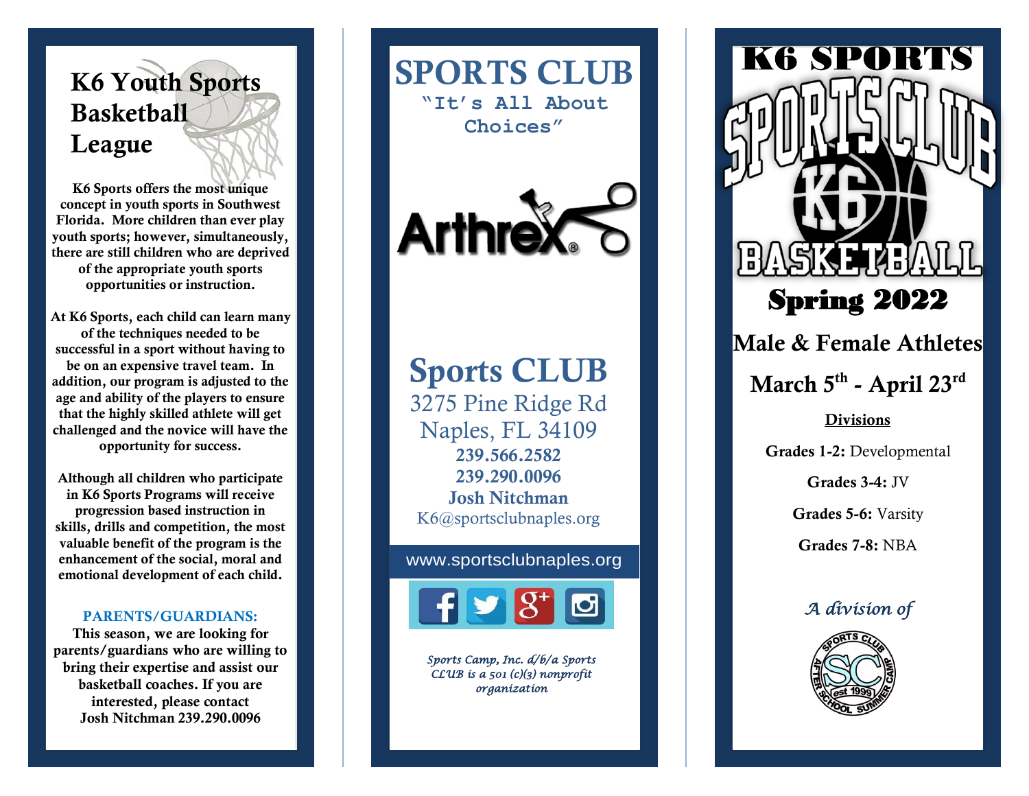# K6 Youth Sports Basketball League

**K6 Sports offers the most unique concept in youth sports in Southwest Florida. More children than ever play youth sports; however, simultaneously, there are still children who are deprived of the appropriate youth sports opportunities or instruction.**

**At K6 Sports, each child can learn many of the techniques needed to be successful in a sport without having to be on an expensive travel team. In addition, our program is adjusted to the age and ability of the players to ensure that the highly skilled athlete will get challenged and the novice will have the opportunity for success.**

**Although all children who participate in K6 Sports Programs will receive progression based instruction in skills, drills and competition, the most valuable benefit of the program is the enhancement of the social, moral and emotional development of each child.**

**PARENTS/GUARDIANS:**

**This season, we are looking for parents/guardians who are willing to bring their expertise and assist our basketball coaches. If you are interested, please contact Josh Nitchman 239.290.0096**

# SPORTS CLUB

"It's All About Choices"

Arthrex®

## Sports CLUB

3275 Pine Ridge Rd
Naples, FL 34109
**239.566.2582**
**239.290.0096**
**Josh Nitchman**
K6@sportsclubnaples.org

www.sportsclubnaples.org

*Sports Camp, Inc. d/b/a Sports CLUB is a 501 (c)(3) nonprofit organization*

# K6 SPORTS

SPORTS CLUB K6 BASKETBALL

## Spring 2022

**Male & Female Athletes**

**March 5th - April 23rd**

**Divisions**

**Grades 1-2:** Developmental

**Grades 3-4:** JV

**Grades 5-6:** Varsity

**Grades 7-8:** NBA

*A division of*

SPORTS CLUB AFTER SCHOOL SUMMER CAMP SC est 1999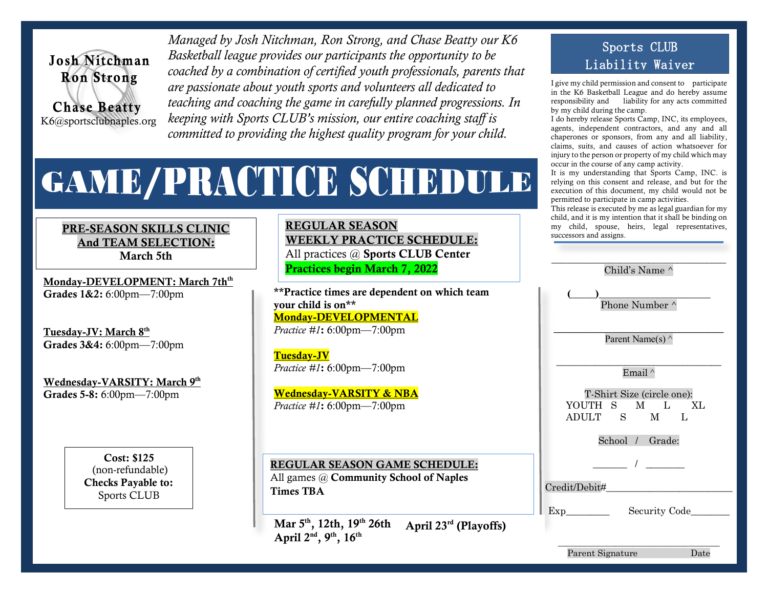**Josh Nitchman**
**Ron Strong**

**Chase Beatty**
K6@sportsclubnaples.org

*Managed by Josh Nitchman, Ron Strong, and Chase Beatty our K6 Basketball league provides our participants the opportunity to be coached by a combination of certified youth professionals, parents that are passionate about youth sports and volunteers all dedicated to teaching and coaching the game in carefully planned progressions. In keeping with Sports CLUB's mission, our entire coaching staff is committed to providing the highest quality program for your child.*

# GAME/PRACTICE SCHEDULE

**PRE-SEASON SKILLS CLINIC**
**And TEAM SELECTION:**
**March 5th**

**Monday-DEVELOPMENT: March 7th[th]**
**Grades 1&2:** 6:00pm—7:00pm

**Tuesday-JV: March 8[th]**
**Grades 3&4:** 6:00pm—7:00pm

**Wednesday-VARSITY: March 9[th]**
**Grades 5-8:** 6:00pm—7:00pm

**Cost: $125**
(non-refundable)
**Checks Payable to:**
Sports CLUB

**REGULAR SEASON**
**WEEKLY PRACTICE SCHEDULE:**
All practices @ **Sports CLUB Center**
**Practices begin March 7, 2022**

**\*\*Practice times are dependent on which team your child is on\*\***

**Monday-DEVELOPMENTAL**
*Practice #1*: 6:00pm—7:00pm

**Tuesday-JV**
*Practice #1*: 6:00pm—7:00pm

**Wednesday-VARSITY & NBA**
*Practice #1*: 6:00pm—7:00pm

**REGULAR SEASON GAME SCHEDULE:**
All games @ **Community School of Naples**
**Times TBA**

**Mar 5[th], 12th, 19[th] 26th**
**April 2[nd], 9[th], 16[th]**
**April 23[rd] (Playoffs)**

## Sports CLUB Liability Waiver

I give my child permission and consent to participate in the K6 Basketball League and do hereby assume responsibility and liability for any acts committed by my child during the camp.
I do hereby release Sports Camp, INC, its employees, agents, independent contractors, and any and all chaperones or sponsors, from any and all liability, claims, suits, and causes of action whatsoever for injury to the person or property of my child which may occur in the course of any camp activity.
It is my understanding that Sports Camp, INC. is relying on this consent and release, and but for the execution of this document, my child would not be permitted to participate in camp activities.
This release is executed by me as legal guardian for my child, and it is my intention that it shall be binding on my child, spouse, heirs, legal representatives, successors and assigns.

\_\_\_\_\_\_\_\_\_\_\_\_\_\_\_\_\_\_\_\_\_\_\_\_\_\_\_\_\_\_
Child's Name ^

(\_\_\_\_\_)\_\_\_\_\_\_\_\_\_\_\_\_\_\_\_\_\_\_\_\_
Phone Number ^

\_\_\_\_\_\_\_\_\_\_\_\_\_\_\_\_\_\_\_\_\_\_\_\_\_\_\_\_\_\_
Parent Name(s) ^

\_\_\_\_\_\_\_\_\_\_\_\_\_\_\_\_\_\_\_\_\_\_\_\_\_\_\_\_\_\_
Email ^

T-Shirt Size (circle one):
YOUTH S M L XL
ADULT S M L

School / Grade:

\_\_\_\_\_\_\_ / \_\_\_\_\_\_\_\_

Credit/Debit#\_\_\_\_\_\_\_\_\_\_\_\_\_\_\_\_\_\_\_\_\_\_\_\_\_

Exp\_\_\_\_\_\_\_\_ Security Code\_\_\_\_\_\_\_\_

\_\_\_\_\_\_\_\_\_\_\_\_\_\_\_\_\_\_\_\_\_\_\_\_\_\_\_\_\_\_
Parent Signature Date